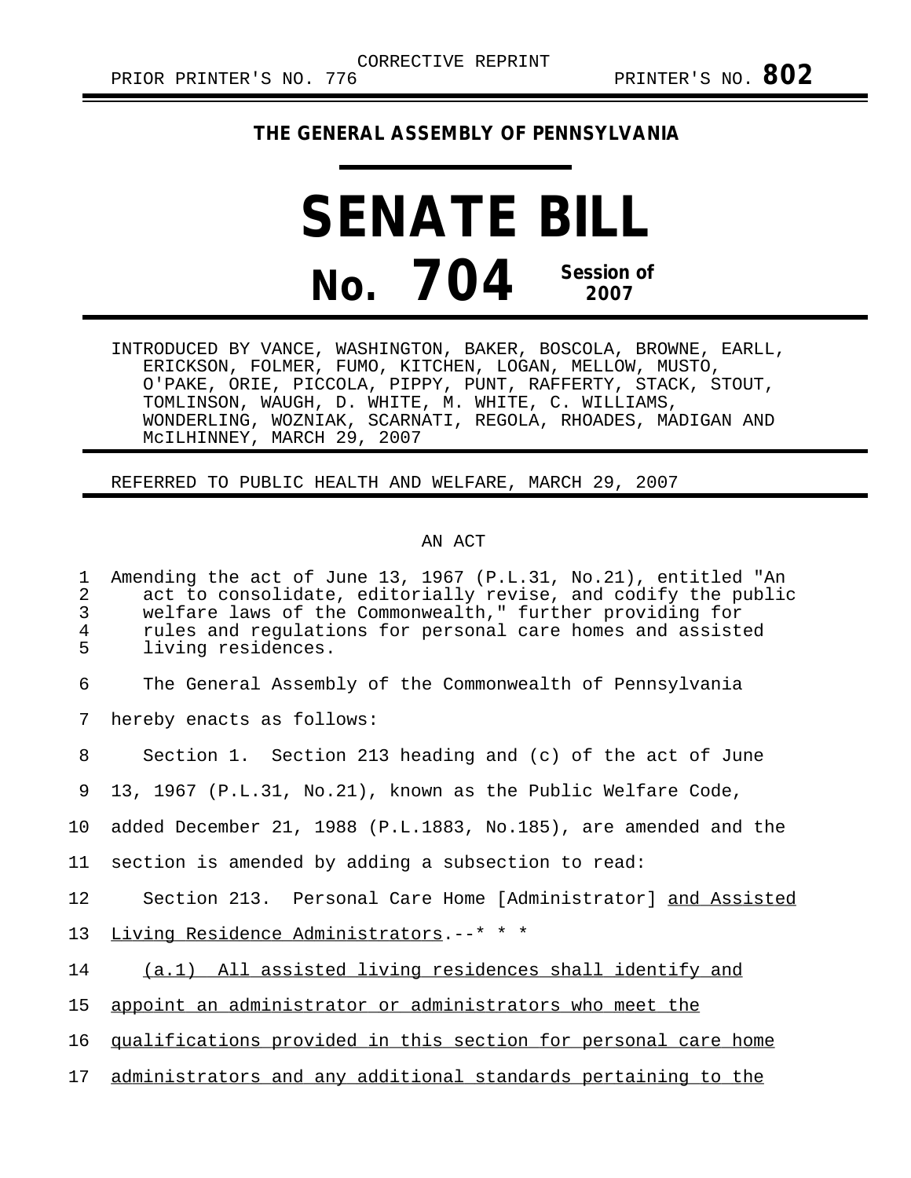CORRECTIVE REPRINT

PRIOR PRINTER'S NO. 776 PRINTER'S NO. **802**

**THE GENERAL ASSEMBLY OF PENNSYLVANIA**

# SENATE BILL

# No. 704

**Session of 2007**

INTRODUCED BY VANCE, WASHINGTON, BAKER, BOSCOLA, BROWNE, EARLL, ERICKSON, FOLMER, FUMO, KITCHEN, LOGAN, MELLOW, MUSTO, O'PAKE, ORIE, PICCOLA, PIPPY, PUNT, RAFFERTY, STACK, STOUT, TOMLINSON, WAUGH, D. WHITE, M. WHITE, C. WILLIAMS, WONDERLING, WOZNIAK, SCARNATI, REGOLA, RHOADES, MADIGAN AND McILHINNEY, MARCH 29, 2007

REFERRED TO PUBLIC HEALTH AND WELFARE, MARCH 29, 2007

AN ACT

Amending the act of June 13, 1967 (P.L.31, No.21), entitled "An act to consolidate, editorially revise, and codify the public welfare laws of the Commonwealth," further providing for rules and regulations for personal care homes and assisted living residences.

The General Assembly of the Commonwealth of Pennsylvania hereby enacts as follows:

Section 1. Section 213 heading and (c) of the act of June 13, 1967 (P.L.31, No.21), known as the Public Welfare Code, added December 21, 1988 (P.L.1883, No.185), are amended and the section is amended by adding a subsection to read:

Section 213. Personal Care Home [Administrator] <u>and Assisted Living Residence Administrators</u>.--* * *

<u>(a.1) All assisted living residences shall identify and appoint an administrator or administrators who meet the qualifications provided in this section for personal care home administrators and any additional standards pertaining to the</u>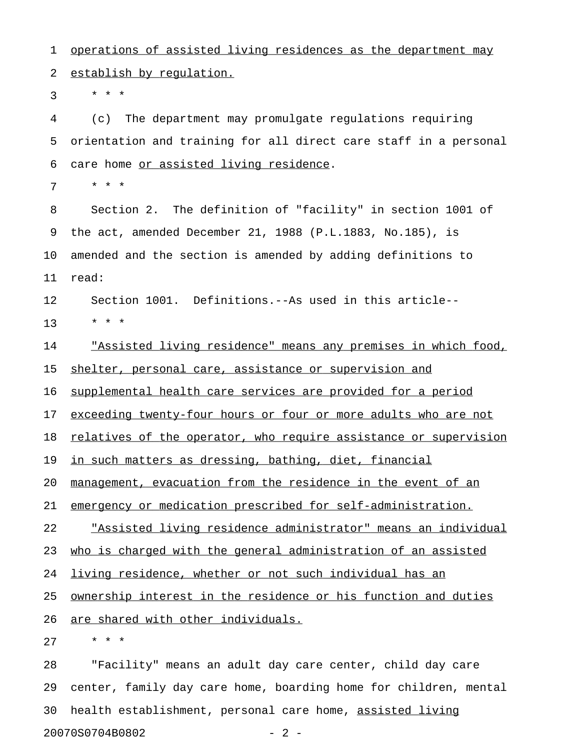operations of assisted living residences as the department may establish by regulation.

* * *

(c) The department may promulgate regulations requiring orientation and training for all direct care staff in a personal care home or assisted living residence.

* * *

Section 2. The definition of "facility" in section 1001 of the act, amended December 21, 1988 (P.L.1883, No.185), is amended and the section is amended by adding definitions to read:

Section 1001. Definitions.--As used in this article--

* * *

"Assisted living residence" means any premises in which food, shelter, personal care, assistance or supervision and supplemental health care services are provided for a period exceeding twenty-four hours or four or more adults who are not relatives of the operator, who require assistance or supervision in such matters as dressing, bathing, diet, financial management, evacuation from the residence in the event of an emergency or medication prescribed for self-administration.

"Assisted living residence administrator" means an individual who is charged with the general administration of an assisted living residence, whether or not such individual has an ownership interest in the residence or his function and duties are shared with other individuals.

* * *

"Facility" means an adult day care center, child day care center, family day care home, boarding home for children, mental health establishment, personal care home, assisted living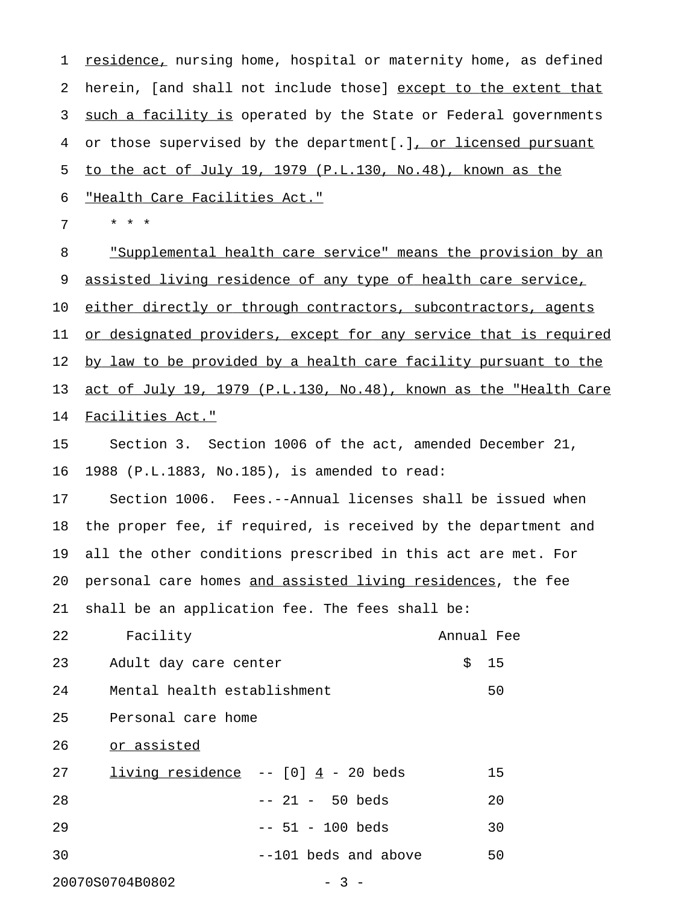residence, nursing home, hospital or maternity home, as defined herein, [and shall not include those] except to the extent that such a facility is operated by the State or Federal governments or those supervised by the department[.], or licensed pursuant to the act of July 19, 1979 (P.L.130, No.48), known as the "Health Care Facilities Act."

* * *

"Supplemental health care service" means the provision by an assisted living residence of any type of health care service, either directly or through contractors, subcontractors, agents or designated providers, except for any service that is required by law to be provided by a health care facility pursuant to the act of July 19, 1979 (P.L.130, No.48), known as the "Health Care Facilities Act."

Section 3. Section 1006 of the act, amended December 21, 1988 (P.L.1883, No.185), is amended to read:

Section 1006. Fees.--Annual licenses shall be issued when the proper fee, if required, is received by the department and all the other conditions prescribed in this act are met. For personal care homes and assisted living residences, the fee shall be an application fee. The fees shall be:

| Facility | | Annual Fee |
|---|---|---|
| Adult day care center | | $ 15 |
| Mental health establishment | | 50 |
| Personal care home or assisted living residence | -- [0] 4 - 20 beds | 15 |
| | -- 21 - 50 beds | 20 |
| | -- 51 - 100 beds | 30 |
| | --101 beds and above | 50 |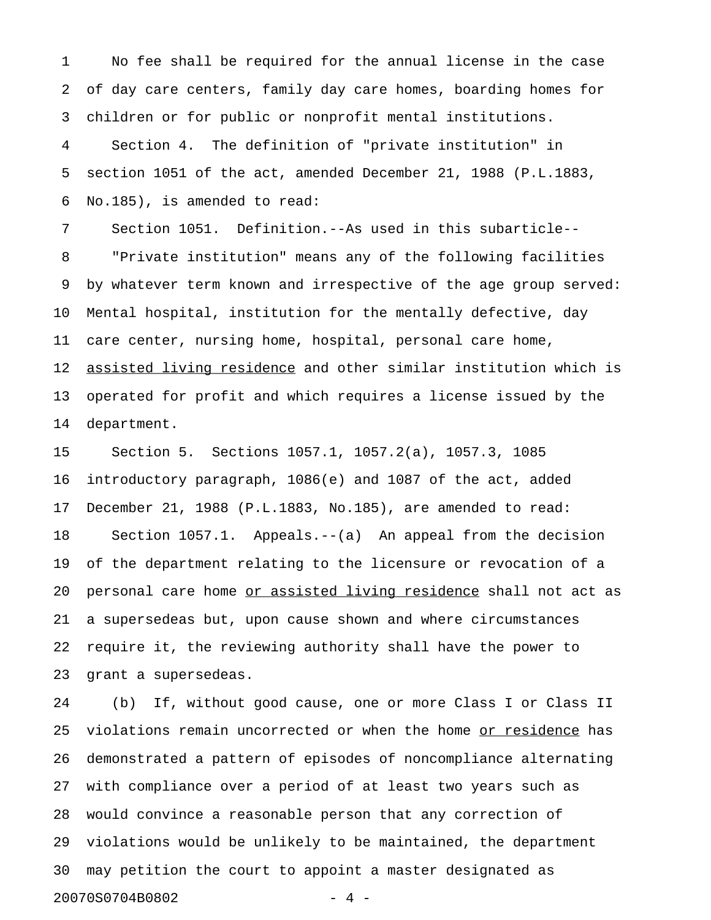No fee shall be required for the annual license in the case of day care centers, family day care homes, boarding homes for children or for public or nonprofit mental institutions.

Section 4. The definition of "private institution" in section 1051 of the act, amended December 21, 1988 (P.L.1883, No.185), is amended to read:

Section 1051. Definition.--As used in this subarticle--

"Private institution" means any of the following facilities by whatever term known and irrespective of the age group served: Mental hospital, institution for the mentally defective, day care center, nursing home, hospital, personal care home, <u>assisted living residence</u> and other similar institution which is operated for profit and which requires a license issued by the department.

Section 5. Sections 1057.1, 1057.2(a), 1057.3, 1085 introductory paragraph, 1086(e) and 1087 of the act, added December 21, 1988 (P.L.1883, No.185), are amended to read:

Section 1057.1. Appeals.--(a) An appeal from the decision of the department relating to the licensure or revocation of a personal care home <u>or assisted living residence</u> shall not act as a supersedeas but, upon cause shown and where circumstances require it, the reviewing authority shall have the power to grant a supersedeas.

(b) If, without good cause, one or more Class I or Class II violations remain uncorrected or when the home <u>or residence</u> has demonstrated a pattern of episodes of noncompliance alternating with compliance over a period of at least two years such as would convince a reasonable person that any correction of violations would be unlikely to be maintained, the department may petition the court to appoint a master designated as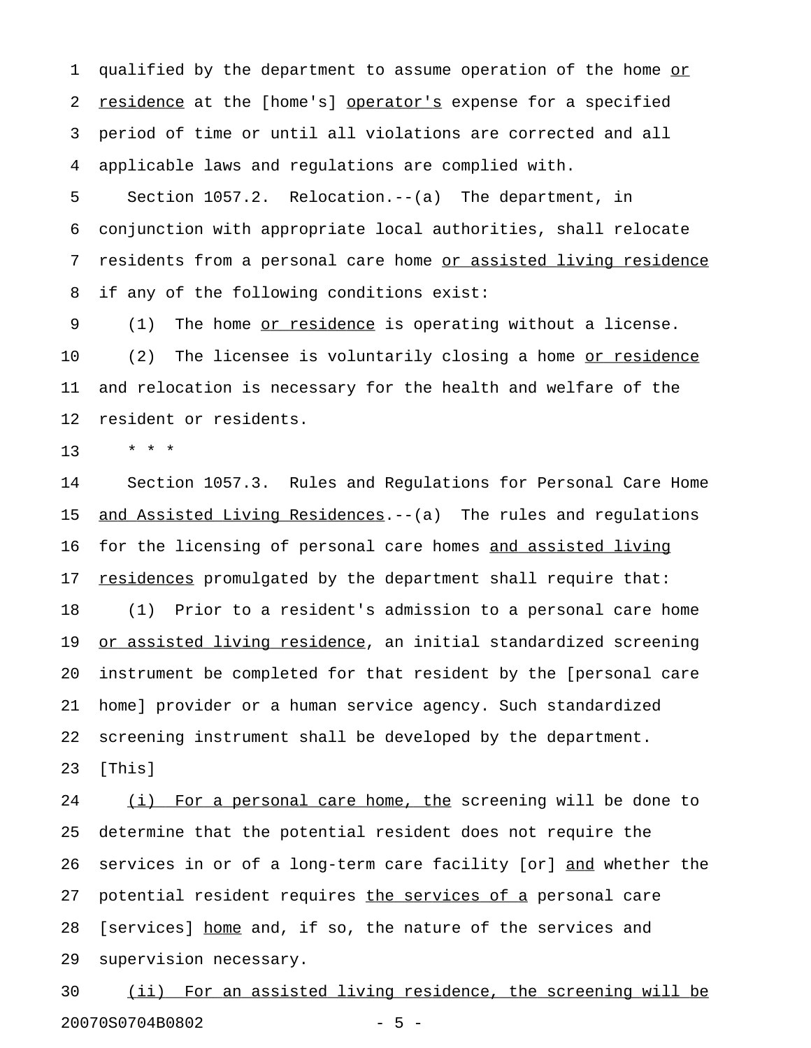qualified by the department to assume operation of the home or residence at the [home's] operator's expense for a specified period of time or until all violations are corrected and all applicable laws and regulations are complied with.

Section 1057.2. Relocation.--(a) The department, in conjunction with appropriate local authorities, shall relocate residents from a personal care home or assisted living residence if any of the following conditions exist:

(1) The home or residence is operating without a license.

(2) The licensee is voluntarily closing a home or residence and relocation is necessary for the health and welfare of the resident or residents.

* * *

Section 1057.3. Rules and Regulations for Personal Care Home and Assisted Living Residences.--(a) The rules and regulations for the licensing of personal care homes and assisted living residences promulgated by the department shall require that:

(1) Prior to a resident's admission to a personal care home or assisted living residence, an initial standardized screening instrument be completed for that resident by the [personal care home] provider or a human service agency. Such standardized screening instrument shall be developed by the department. [This]

(i) For a personal care home, the screening will be done to determine that the potential resident does not require the services in or of a long-term care facility [or] and whether the potential resident requires the services of a personal care [services] home and, if so, the nature of the services and supervision necessary.

(ii) For an assisted living residence, the screening will be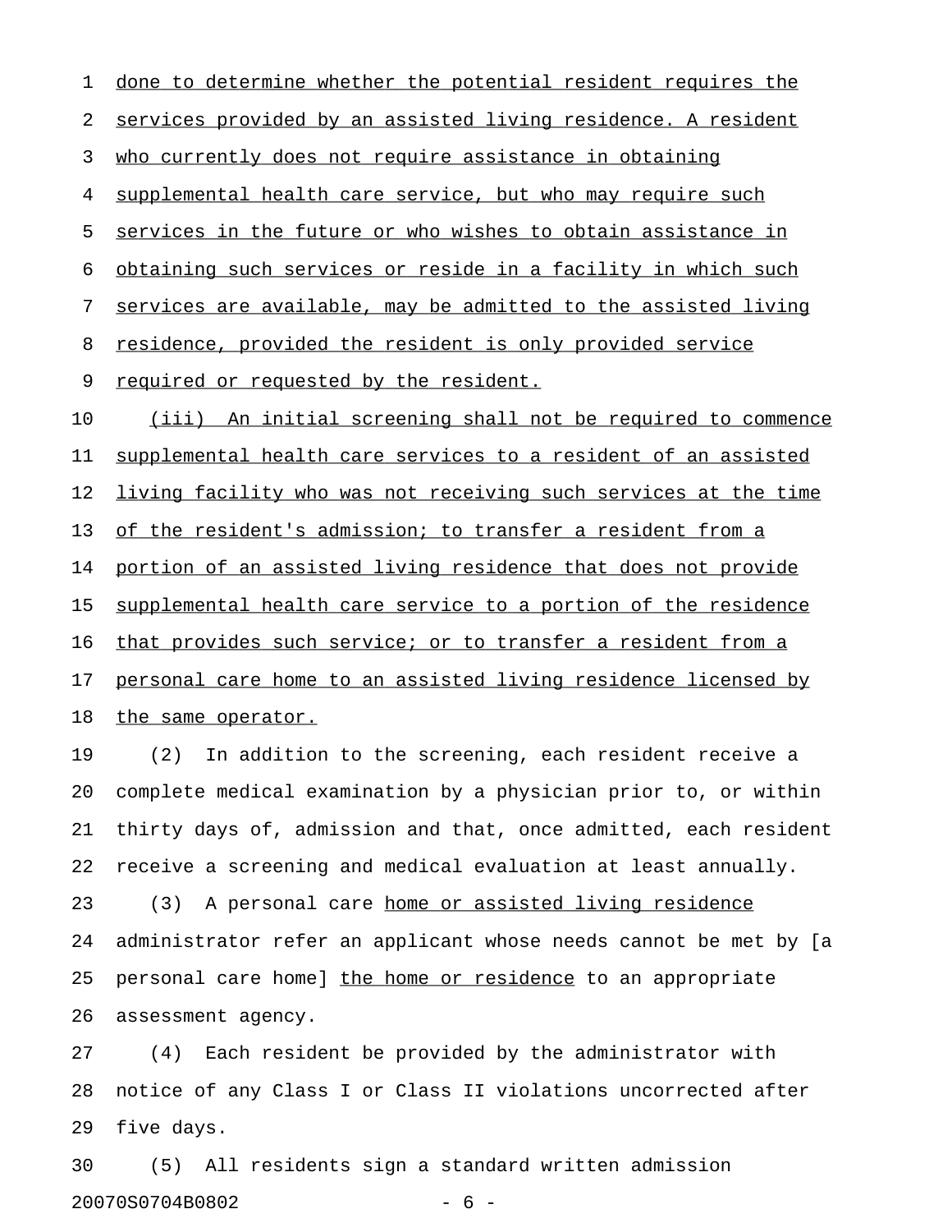done to determine whether the potential resident requires the services provided by an assisted living residence. A resident who currently does not require assistance in obtaining supplemental health care service, but who may require such services in the future or who wishes to obtain assistance in obtaining such services or reside in a facility in which such services are available, may be admitted to the assisted living residence, provided the resident is only provided service required or requested by the resident.

(iii) An initial screening shall not be required to commence supplemental health care services to a resident of an assisted living facility who was not receiving such services at the time of the resident's admission; to transfer a resident from a portion of an assisted living residence that does not provide supplemental health care service to a portion of the residence that provides such service; or to transfer a resident from a personal care home to an assisted living residence licensed by the same operator.

(2) In addition to the screening, each resident receive a complete medical examination by a physician prior to, or within thirty days of, admission and that, once admitted, each resident receive a screening and medical evaluation at least annually.

(3) A personal care home or assisted living residence administrator refer an applicant whose needs cannot be met by [a personal care home] the home or residence to an appropriate assessment agency.

(4) Each resident be provided by the administrator with notice of any Class I or Class II violations uncorrected after five days.

(5) All residents sign a standard written admission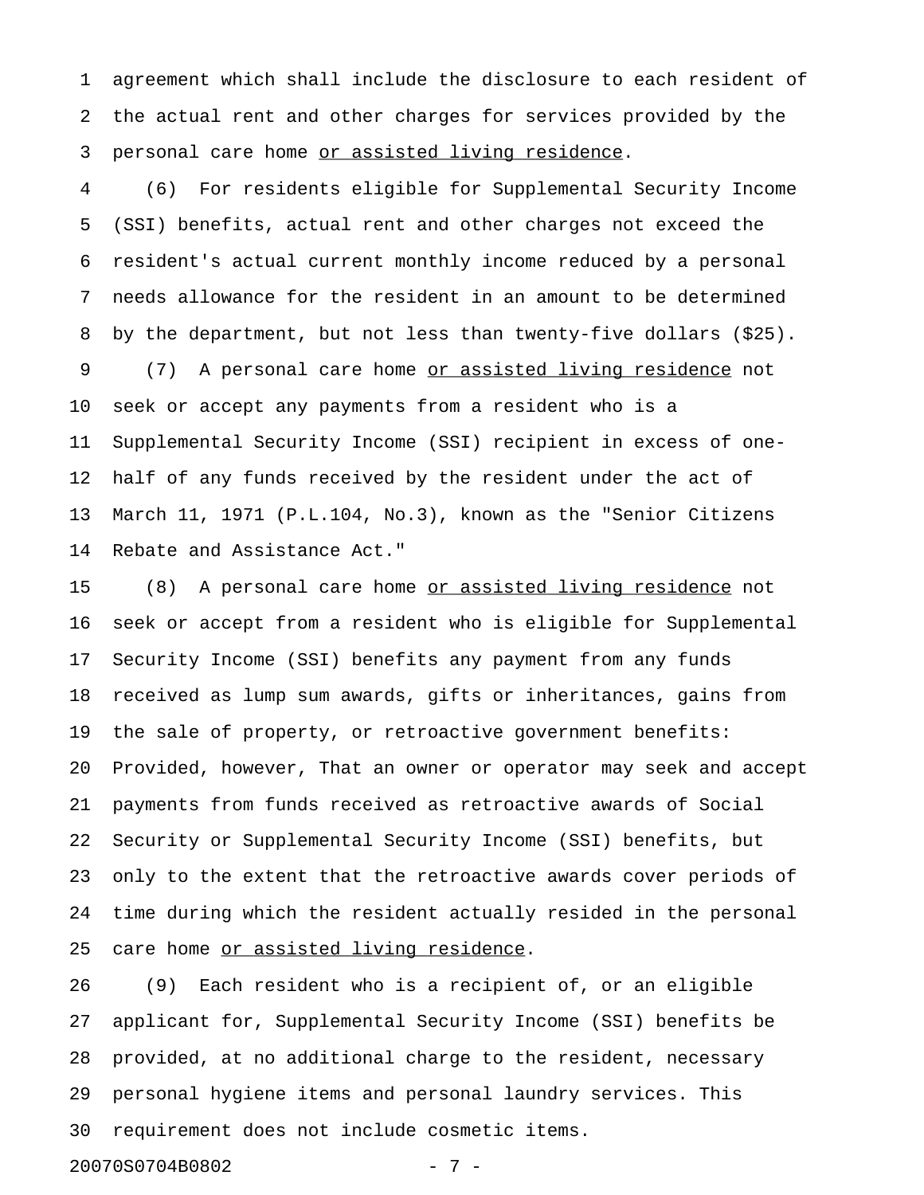agreement which shall include the disclosure to each resident of the actual rent and other charges for services provided by the personal care home <u>or assisted living residence</u>.

(6) For residents eligible for Supplemental Security Income (SSI) benefits, actual rent and other charges not exceed the resident's actual current monthly income reduced by a personal needs allowance for the resident in an amount to be determined by the department, but not less than twenty-five dollars ($25).

(7) A personal care home <u>or assisted living residence</u> not seek or accept any payments from a resident who is a Supplemental Security Income (SSI) recipient in excess of one-half of any funds received by the resident under the act of March 11, 1971 (P.L.104, No.3), known as the "Senior Citizens Rebate and Assistance Act."

(8) A personal care home <u>or assisted living residence</u> not seek or accept from a resident who is eligible for Supplemental Security Income (SSI) benefits any payment from any funds received as lump sum awards, gifts or inheritances, gains from the sale of property, or retroactive government benefits: Provided, however, That an owner or operator may seek and accept payments from funds received as retroactive awards of Social Security or Supplemental Security Income (SSI) benefits, but only to the extent that the retroactive awards cover periods of time during which the resident actually resided in the personal care home <u>or assisted living residence</u>.

(9) Each resident who is a recipient of, or an eligible applicant for, Supplemental Security Income (SSI) benefits be provided, at no additional charge to the resident, necessary personal hygiene items and personal laundry services. This requirement does not include cosmetic items.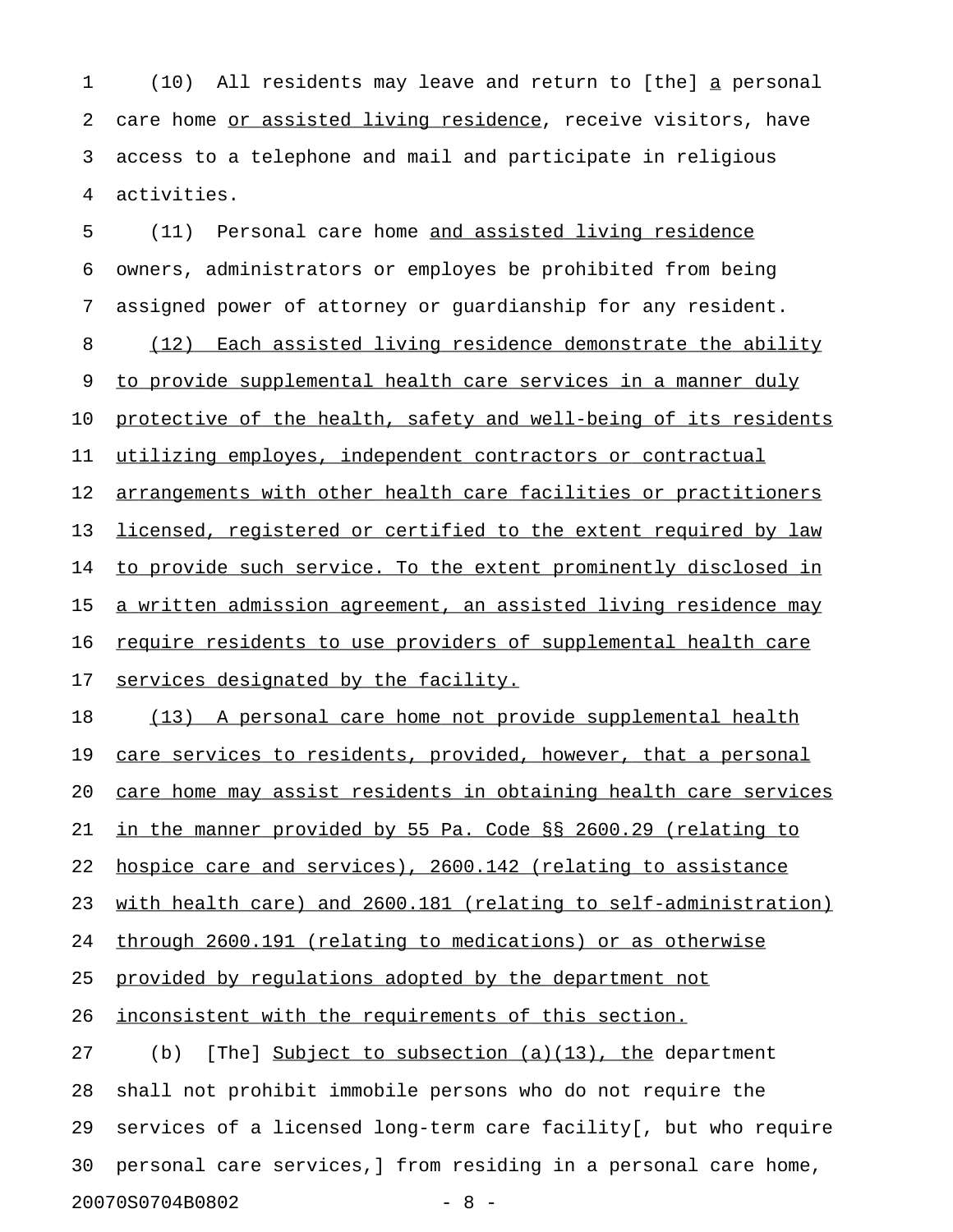(10) All residents may leave and return to [the] a personal care home or assisted living residence, receive visitors, have access to a telephone and mail and participate in religious activities.

(11) Personal care home and assisted living residence owners, administrators or employes be prohibited from being assigned power of attorney or guardianship for any resident.

(12) Each assisted living residence demonstrate the ability to provide supplemental health care services in a manner duly protective of the health, safety and well-being of its residents utilizing employes, independent contractors or contractual arrangements with other health care facilities or practitioners licensed, registered or certified to the extent required by law to provide such service. To the extent prominently disclosed in a written admission agreement, an assisted living residence may require residents to use providers of supplemental health care services designated by the facility.

(13) A personal care home not provide supplemental health care services to residents, provided, however, that a personal care home may assist residents in obtaining health care services in the manner provided by 55 Pa. Code §§ 2600.29 (relating to hospice care and services), 2600.142 (relating to assistance with health care) and 2600.181 (relating to self-administration) through 2600.191 (relating to medications) or as otherwise provided by regulations adopted by the department not inconsistent with the requirements of this section.

(b) [The] Subject to subsection (a)(13), the department shall not prohibit immobile persons who do not require the services of a licensed long-term care facility[, but who require personal care services,] from residing in a personal care home,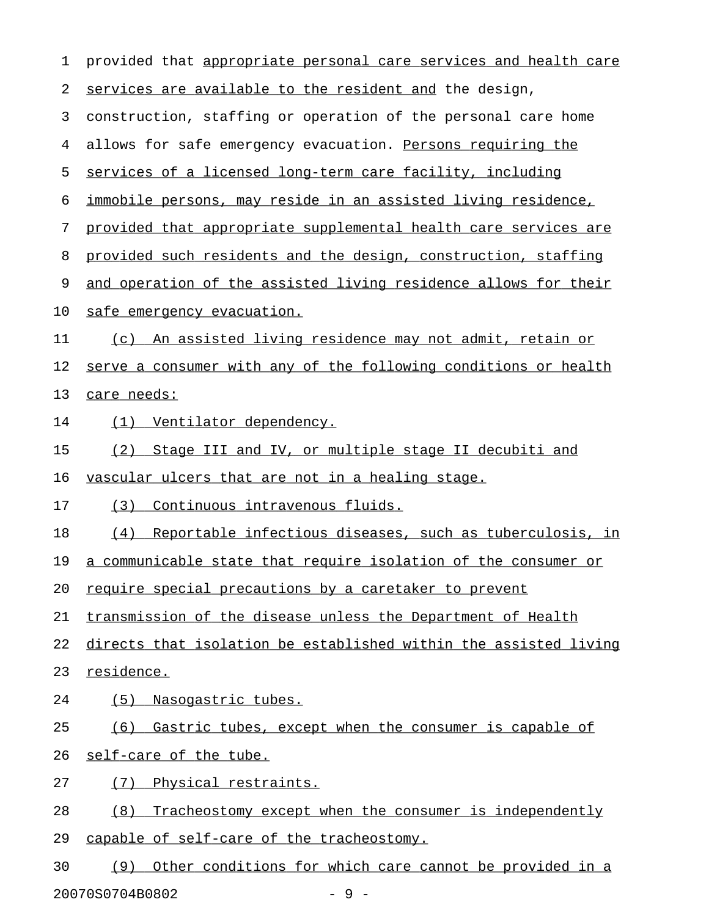provided that appropriate personal care services and health care services are available to the resident and the design, construction, staffing or operation of the personal care home allows for safe emergency evacuation. Persons requiring the services of a licensed long-term care facility, including immobile persons, may reside in an assisted living residence, provided that appropriate supplemental health care services are provided such residents and the design, construction, staffing and operation of the assisted living residence allows for their safe emergency evacuation.

(c) An assisted living residence may not admit, retain or serve a consumer with any of the following conditions or health care needs:

(1) Ventilator dependency.

(2) Stage III and IV, or multiple stage II decubiti and vascular ulcers that are not in a healing stage.

(3) Continuous intravenous fluids.

(4) Reportable infectious diseases, such as tuberculosis, in a communicable state that require isolation of the consumer or require special precautions by a caretaker to prevent transmission of the disease unless the Department of Health directs that isolation be established within the assisted living residence.

(5) Nasogastric tubes.

(6) Gastric tubes, except when the consumer is capable of self-care of the tube.

(7) Physical restraints.

(8) Tracheostomy except when the consumer is independently capable of self-care of the tracheostomy.

(9) Other conditions for which care cannot be provided in a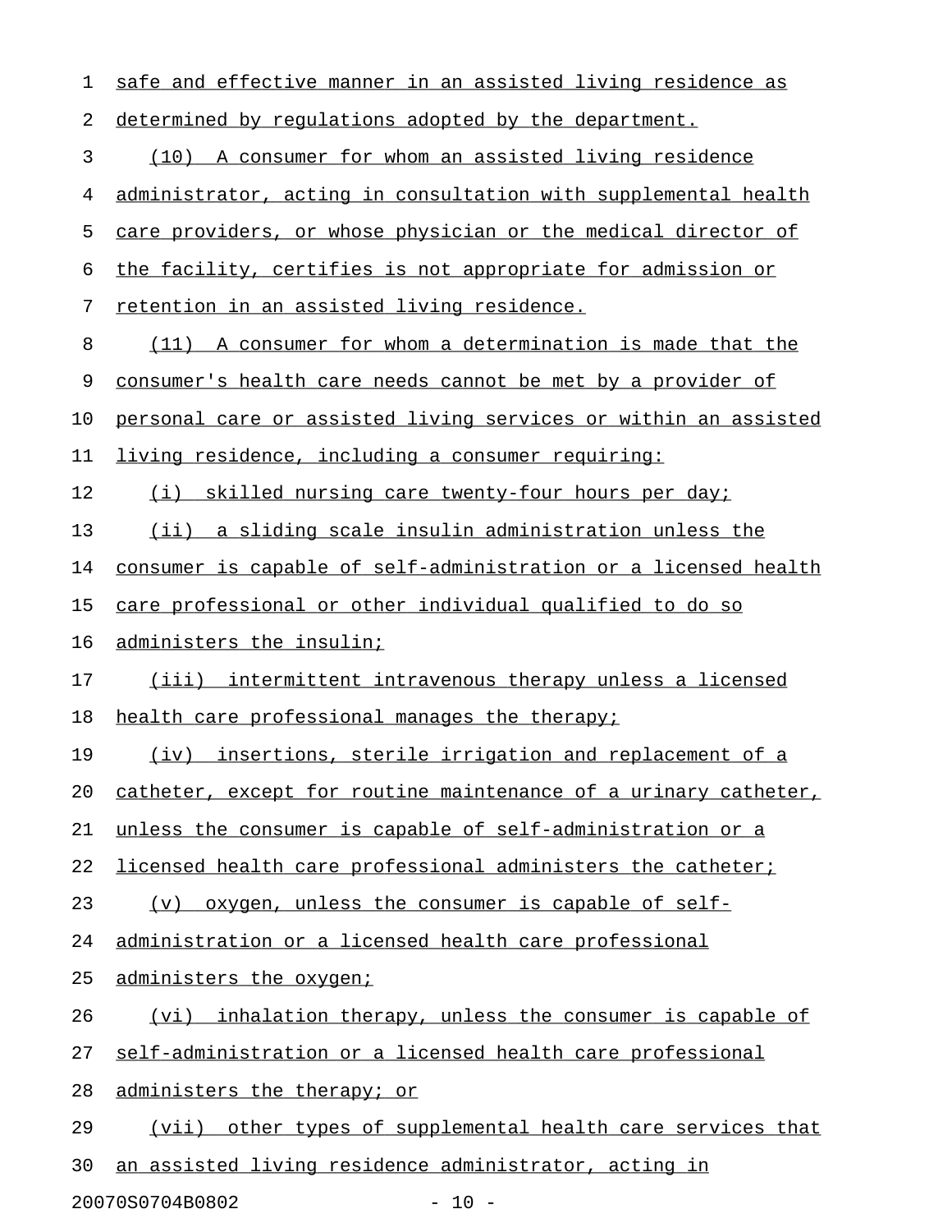safe and effective manner in an assisted living residence as determined by regulations adopted by the department.

(10) A consumer for whom an assisted living residence administrator, acting in consultation with supplemental health care providers, or whose physician or the medical director of the facility, certifies is not appropriate for admission or retention in an assisted living residence.

(11) A consumer for whom a determination is made that the consumer's health care needs cannot be met by a provider of personal care or assisted living services or within an assisted living residence, including a consumer requiring:

(i) skilled nursing care twenty-four hours per day;

(ii) a sliding scale insulin administration unless the consumer is capable of self-administration or a licensed health care professional or other individual qualified to do so administers the insulin;

(iii) intermittent intravenous therapy unless a licensed health care professional manages the therapy;

(iv) insertions, sterile irrigation and replacement of a catheter, except for routine maintenance of a urinary catheter, unless the consumer is capable of self-administration or a licensed health care professional administers the catheter;

(v) oxygen, unless the consumer is capable of self-administration or a licensed health care professional administers the oxygen;

(vi) inhalation therapy, unless the consumer is capable of self-administration or a licensed health care professional administers the therapy; or

(vii) other types of supplemental health care services that an assisted living residence administrator, acting in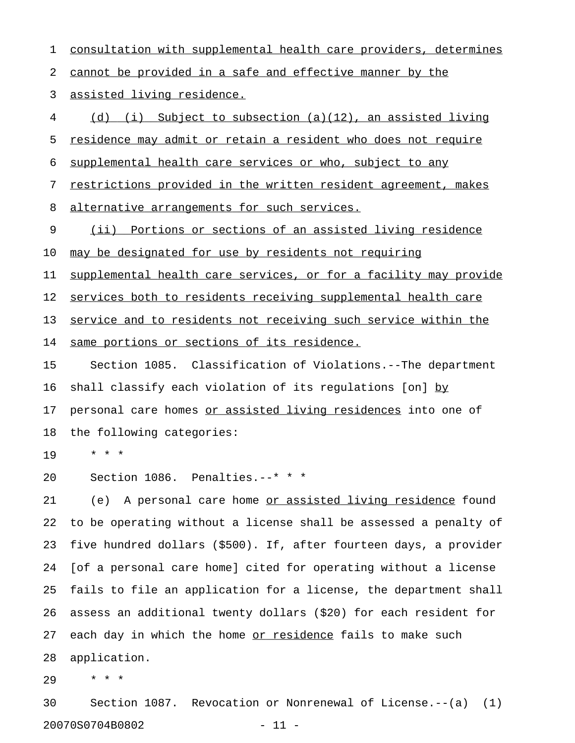consultation with supplemental health care providers, determines cannot be provided in a safe and effective manner by the assisted living residence.

(d) (i) Subject to subsection (a)(12), an assisted living residence may admit or retain a resident who does not require supplemental health care services or who, subject to any restrictions provided in the written resident agreement, makes alternative arrangements for such services.

(ii) Portions or sections of an assisted living residence may be designated for use by residents not requiring supplemental health care services, or for a facility may provide services both to residents receiving supplemental health care service and to residents not receiving such service within the same portions or sections of its residence.

Section 1085. Classification of Violations.--The department shall classify each violation of its regulations [on] by personal care homes or assisted living residences into one of the following categories:

* * *

Section 1086. Penalties.--* * *

(e) A personal care home or assisted living residence found to be operating without a license shall be assessed a penalty of five hundred dollars ($500). If, after fourteen days, a provider [of a personal care home] cited for operating without a license fails to file an application for a license, the department shall assess an additional twenty dollars ($20) for each resident for each day in which the home or residence fails to make such application.

* * *

Section 1087. Revocation or Nonrenewal of License.--(a) (1)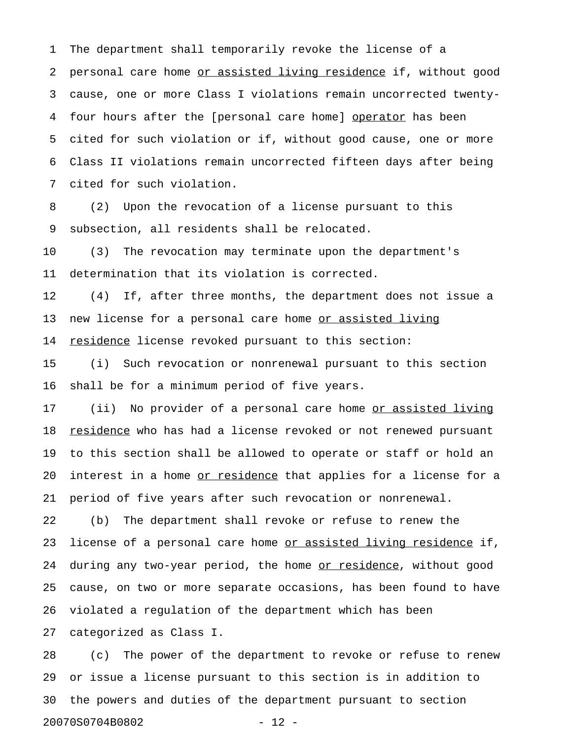The department shall temporarily revoke the license of a personal care home <u>or assisted living residence</u> if, without good cause, one or more Class I violations remain uncorrected twenty-four hours after the [personal care home] <u>operator</u> has been cited for such violation or if, without good cause, one or more Class II violations remain uncorrected fifteen days after being cited for such violation.

(2) Upon the revocation of a license pursuant to this subsection, all residents shall be relocated.

(3) The revocation may terminate upon the department's determination that its violation is corrected.

(4) If, after three months, the department does not issue a new license for a personal care home <u>or assisted living residence</u> license revoked pursuant to this section:

(i) Such revocation or nonrenewal pursuant to this section shall be for a minimum period of five years.

(ii) No provider of a personal care home <u>or assisted living residence</u> who has had a license revoked or not renewed pursuant to this section shall be allowed to operate or staff or hold an interest in a home <u>or residence</u> that applies for a license for a period of five years after such revocation or nonrenewal.

(b) The department shall revoke or refuse to renew the license of a personal care home <u>or assisted living residence</u> if, during any two-year period, the home <u>or residence</u>, without good cause, on two or more separate occasions, has been found to have violated a regulation of the department which has been categorized as Class I.

(c) The power of the department to revoke or refuse to renew or issue a license pursuant to this section is in addition to the powers and duties of the department pursuant to section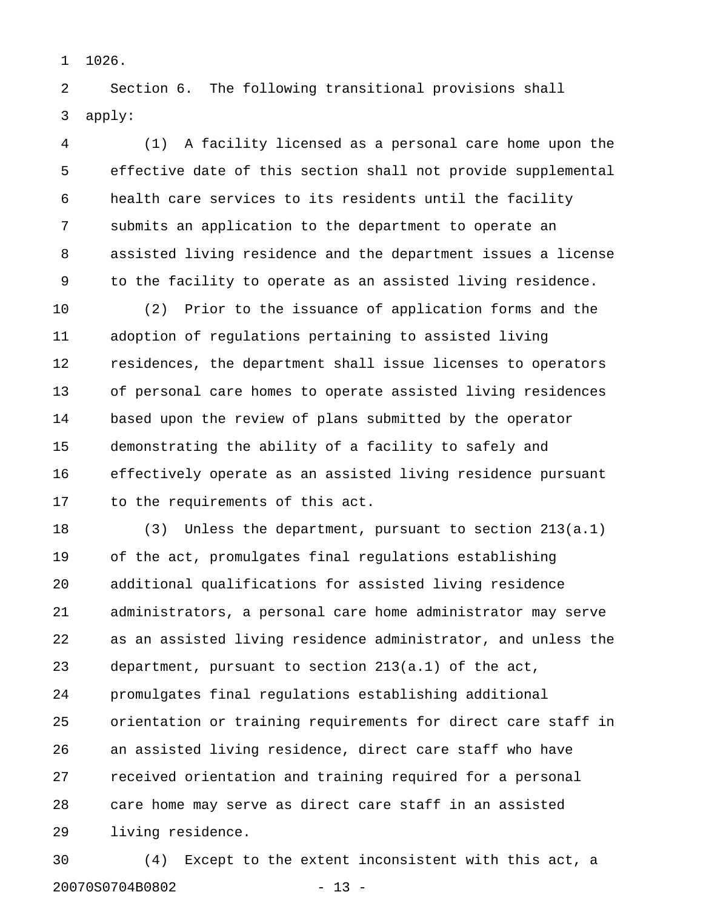1026.

Section 6. The following transitional provisions shall apply:

(1) A facility licensed as a personal care home upon the effective date of this section shall not provide supplemental health care services to its residents until the facility submits an application to the department to operate an assisted living residence and the department issues a license to the facility to operate as an assisted living residence.

(2) Prior to the issuance of application forms and the adoption of regulations pertaining to assisted living residences, the department shall issue licenses to operators of personal care homes to operate assisted living residences based upon the review of plans submitted by the operator demonstrating the ability of a facility to safely and effectively operate as an assisted living residence pursuant to the requirements of this act.

(3) Unless the department, pursuant to section 213(a.1) of the act, promulgates final regulations establishing additional qualifications for assisted living residence administrators, a personal care home administrator may serve as an assisted living residence administrator, and unless the department, pursuant to section 213(a.1) of the act, promulgates final regulations establishing additional orientation or training requirements for direct care staff in an assisted living residence, direct care staff who have received orientation and training required for a personal care home may serve as direct care staff in an assisted living residence.

(4) Except to the extent inconsistent with this act, a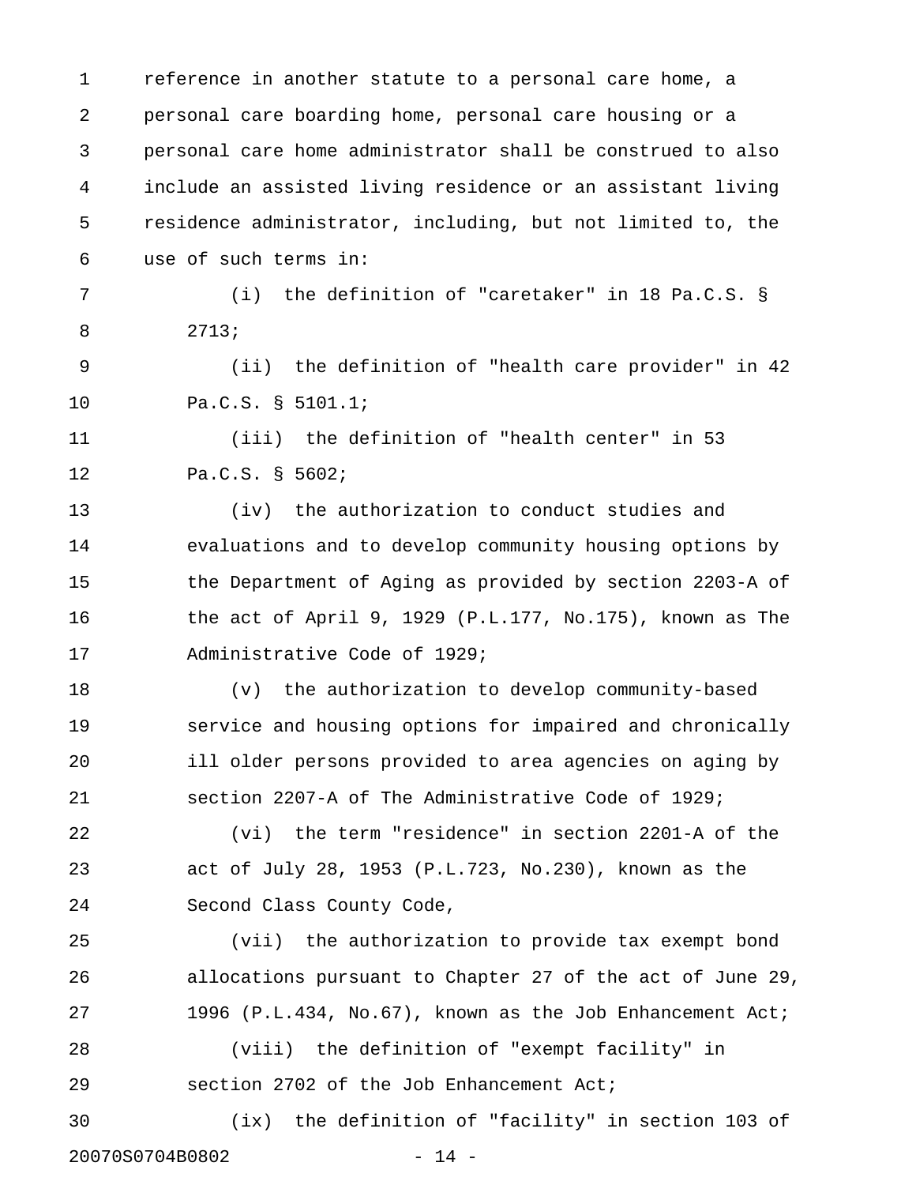reference in another statute to a personal care home, a personal care boarding home, personal care housing or a personal care home administrator shall be construed to also include an assisted living residence or an assistant living residence administrator, including, but not limited to, the use of such terms in:

(i) the definition of "caretaker" in 18 Pa.C.S. § 2713;

(ii) the definition of "health care provider" in 42 Pa.C.S. § 5101.1;

(iii) the definition of "health center" in 53 Pa.C.S. § 5602;

(iv) the authorization to conduct studies and evaluations and to develop community housing options by the Department of Aging as provided by section 2203-A of the act of April 9, 1929 (P.L.177, No.175), known as The Administrative Code of 1929;

(v) the authorization to develop community-based service and housing options for impaired and chronically ill older persons provided to area agencies on aging by section 2207-A of The Administrative Code of 1929;

(vi) the term "residence" in section 2201-A of the act of July 28, 1953 (P.L.723, No.230), known as the Second Class County Code,

(vii) the authorization to provide tax exempt bond allocations pursuant to Chapter 27 of the act of June 29, 1996 (P.L.434, No.67), known as the Job Enhancement Act;

(viii) the definition of "exempt facility" in section 2702 of the Job Enhancement Act;

(ix) the definition of "facility" in section 103 of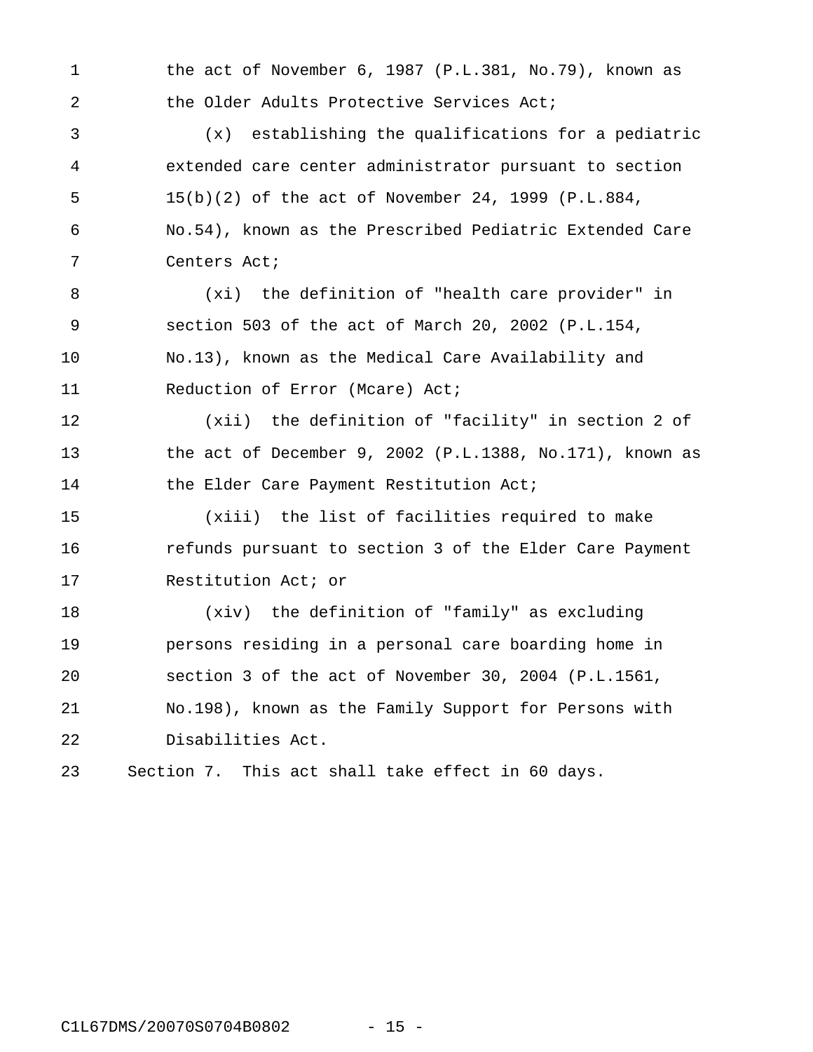the act of November 6, 1987 (P.L.381, No.79), known as the Older Adults Protective Services Act;

(x) establishing the qualifications for a pediatric extended care center administrator pursuant to section 15(b)(2) of the act of November 24, 1999 (P.L.884, No.54), known as the Prescribed Pediatric Extended Care Centers Act;

(xi) the definition of "health care provider" in section 503 of the act of March 20, 2002 (P.L.154, No.13), known as the Medical Care Availability and Reduction of Error (Mcare) Act;

(xii) the definition of "facility" in section 2 of the act of December 9, 2002 (P.L.1388, No.171), known as the Elder Care Payment Restitution Act;

(xiii) the list of facilities required to make refunds pursuant to section 3 of the Elder Care Payment Restitution Act; or

(xiv) the definition of "family" as excluding persons residing in a personal care boarding home in section 3 of the act of November 30, 2004 (P.L.1561, No.198), known as the Family Support for Persons with Disabilities Act.

Section 7. This act shall take effect in 60 days.